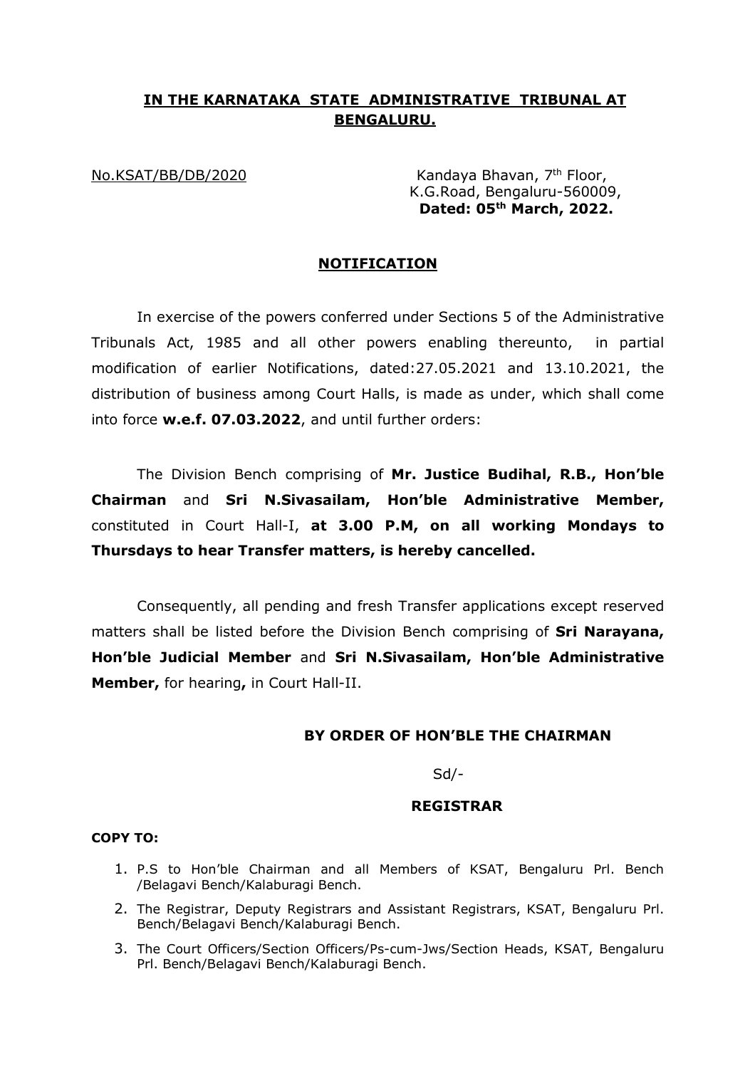# IN THE KARNATAKA STATE ADMINISTRATIVE TRIBUNAL AT BENGALURU.

No.KSAT/BB/DB/2020

Kandaya Bhavan, 7th Floor,
K.G.Road, Bengaluru-560009,
**Dated: 05th March, 2022.**

## NOTIFICATION

In exercise of the powers conferred under Sections 5 of the Administrative Tribunals Act, 1985 and all other powers enabling thereunto, in partial modification of earlier Notifications, dated:27.05.2021 and 13.10.2021, the distribution of business among Court Halls, is made as under, which shall come into force **w.e.f. 07.03.2022**, and until further orders:

The Division Bench comprising of **Mr. Justice Budihal, R.B., Hon'ble Chairman** and **Sri N.Sivasailam, Hon'ble Administrative Member,** constituted in Court Hall-I, **at 3.00 P.M, on all working Mondays to Thursdays to hear Transfer matters, is hereby cancelled.**

Consequently, all pending and fresh Transfer applications except reserved matters shall be listed before the Division Bench comprising of **Sri Narayana, Hon'ble Judicial Member** and **Sri N.Sivasailam, Hon'ble Administrative Member,** for hearing**,** in Court Hall-II.

**BY ORDER OF HON'BLE THE CHAIRMAN**

Sd/-

**REGISTRAR**

**COPY TO:**

1. P.S to Hon'ble Chairman and all Members of KSAT, Bengaluru Prl. Bench /Belagavi Bench/Kalaburagi Bench.
2. The Registrar, Deputy Registrars and Assistant Registrars, KSAT, Bengaluru Prl. Bench/Belagavi Bench/Kalaburagi Bench.
3. The Court Officers/Section Officers/Ps-cum-Jws/Section Heads, KSAT, Bengaluru Prl. Bench/Belagavi Bench/Kalaburagi Bench.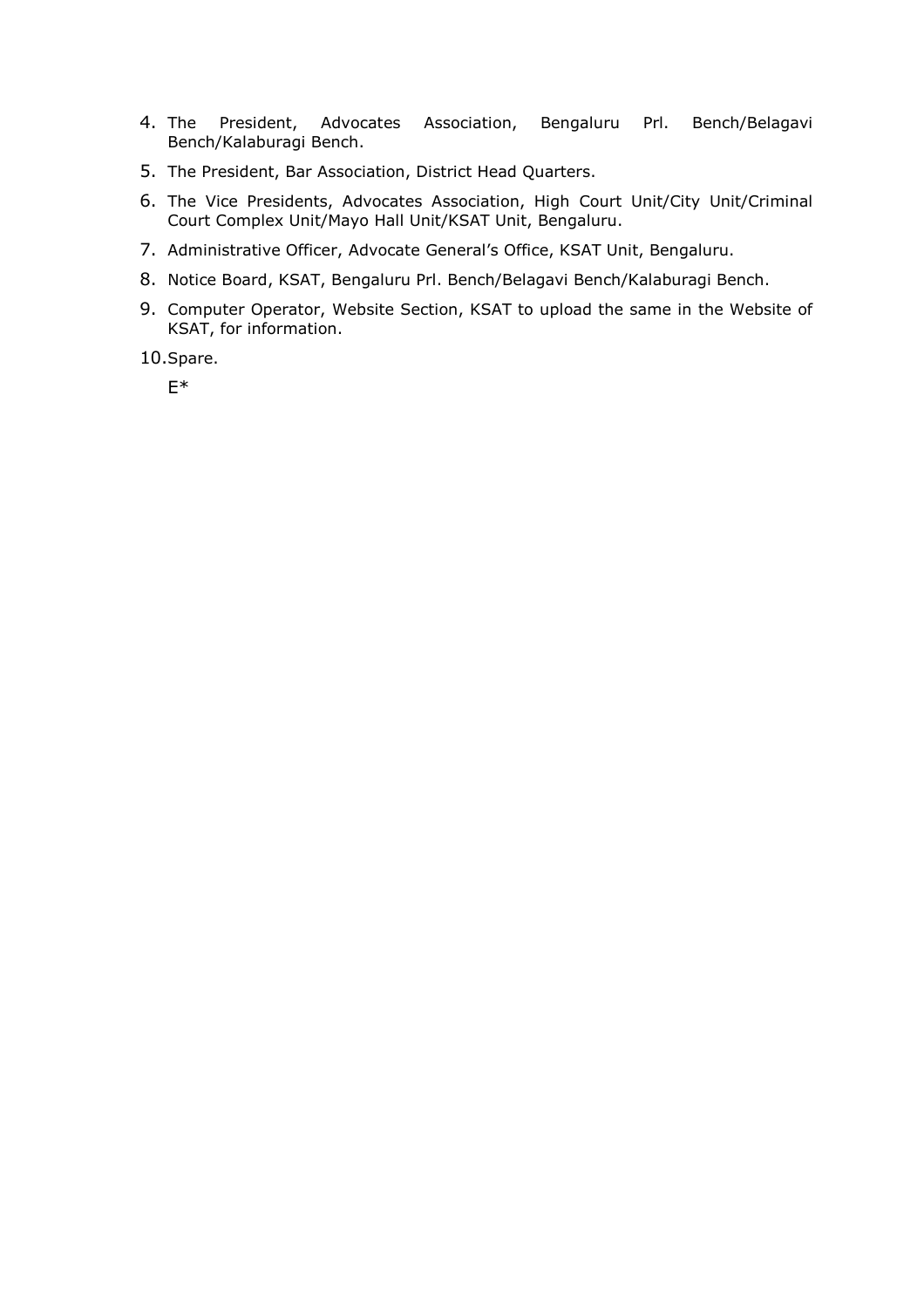4. The President, Advocates Association, Bengaluru Prl. Bench/Belagavi Bench/Kalaburagi Bench.
5. The President, Bar Association, District Head Quarters.
6. The Vice Presidents, Advocates Association, High Court Unit/City Unit/Criminal Court Complex Unit/Mayo Hall Unit/KSAT Unit, Bengaluru.
7. Administrative Officer, Advocate General's Office, KSAT Unit, Bengaluru.
8. Notice Board, KSAT, Bengaluru Prl. Bench/Belagavi Bench/Kalaburagi Bench.
9. Computer Operator, Website Section, KSAT to upload the same in the Website of KSAT, for information.
10. Spare.

E*